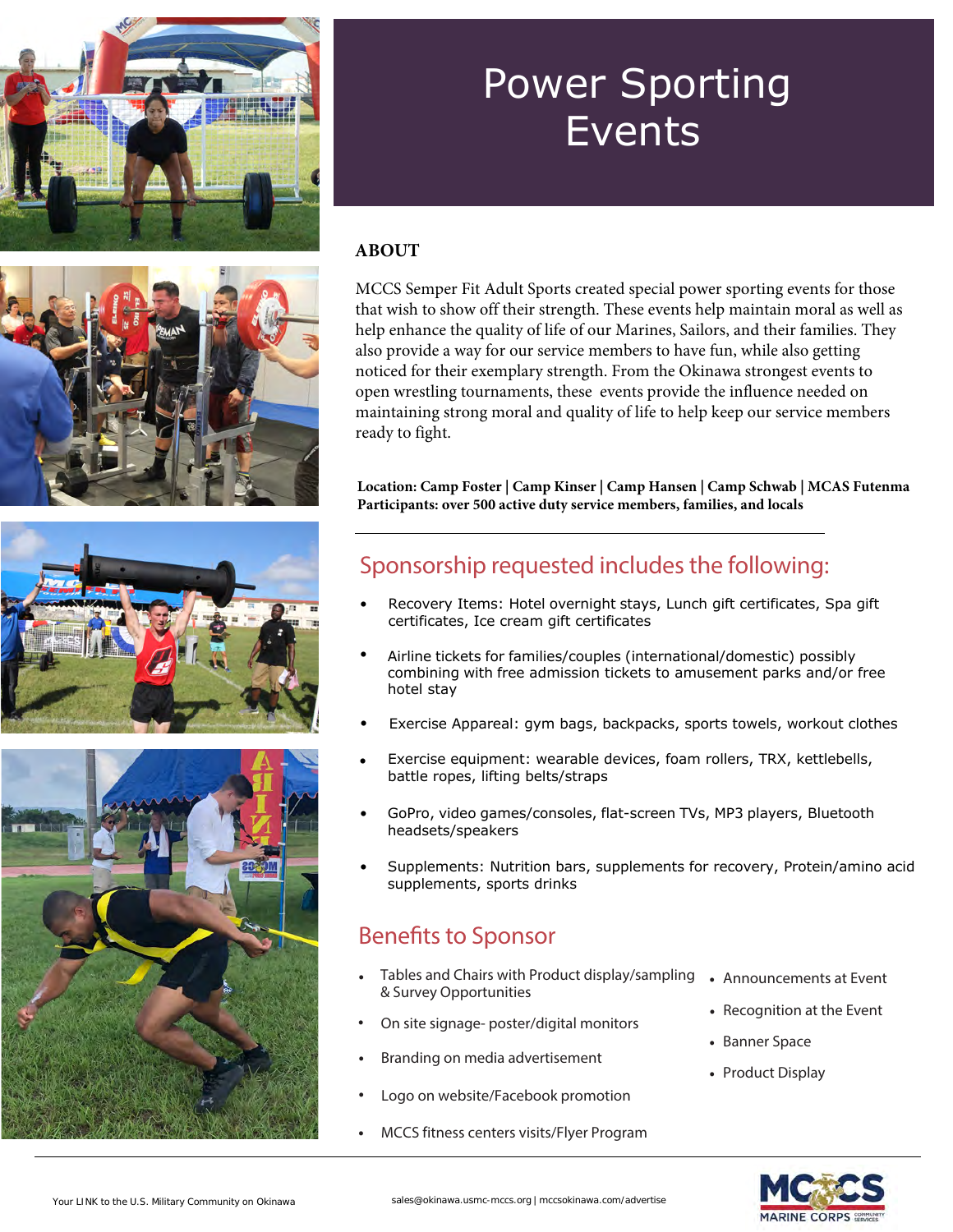# Power Sporting Events

## ABOUT

MCCS Semper Fit Adult Sports created special power sporting events for those that wish to show off their strength. These events help maintain moral as well as help enhance the quality of life of our Marines, Sailors, and their families. They also provide a way for our service members to have fun, while also getting noticed for their exemplary strength. From the Okinawa strongest events to open wrestling tournaments, these events provide the influence needed on maintaining strong moral and quality of life to help keep our service members ready to fight.

**Location: Camp Foster | Camp Kinser | Camp Hansen | Camp Schwab | MCAS Futenma**
**Participants: over 500 active duty service members, families, and locals**

## Sponsorship requested includes the following:

- Recovery Items: Hotel overnight stays, Lunch gift certificates, Spa gift certificates, Ice cream gift certificates
- Airline tickets for families/couples (international/domestic) possibly combining with free admission tickets to amusement parks and/or free hotel stay
- Exercise Appareal: gym bags, backpacks, sports towels, workout clothes
- Exercise equipment: wearable devices, foam rollers, TRX, kettlebells, battle ropes, lifting belts/straps
- GoPro, video games/consoles, flat-screen TVs, MP3 players, Bluetooth headsets/speakers
- Supplements: Nutrition bars, supplements for recovery, Protein/amino acid supplements, sports drinks

## Benefits to Sponsor

- Tables and Chairs with Product display/sampling & Survey Opportunities
- On site signage- poster/digital monitors
- Branding on media advertisement
- Logo on website/Facebook promotion
- MCCS fitness centers visits/Flyer Program
- Announcements at Event
- Recognition at the Event
- Banner Space
- Product Display

Your LINK to the U.S. Military Community on Okinawa

sales@okinawa.usmc-mccs.org | mccsokinawa.com/advertise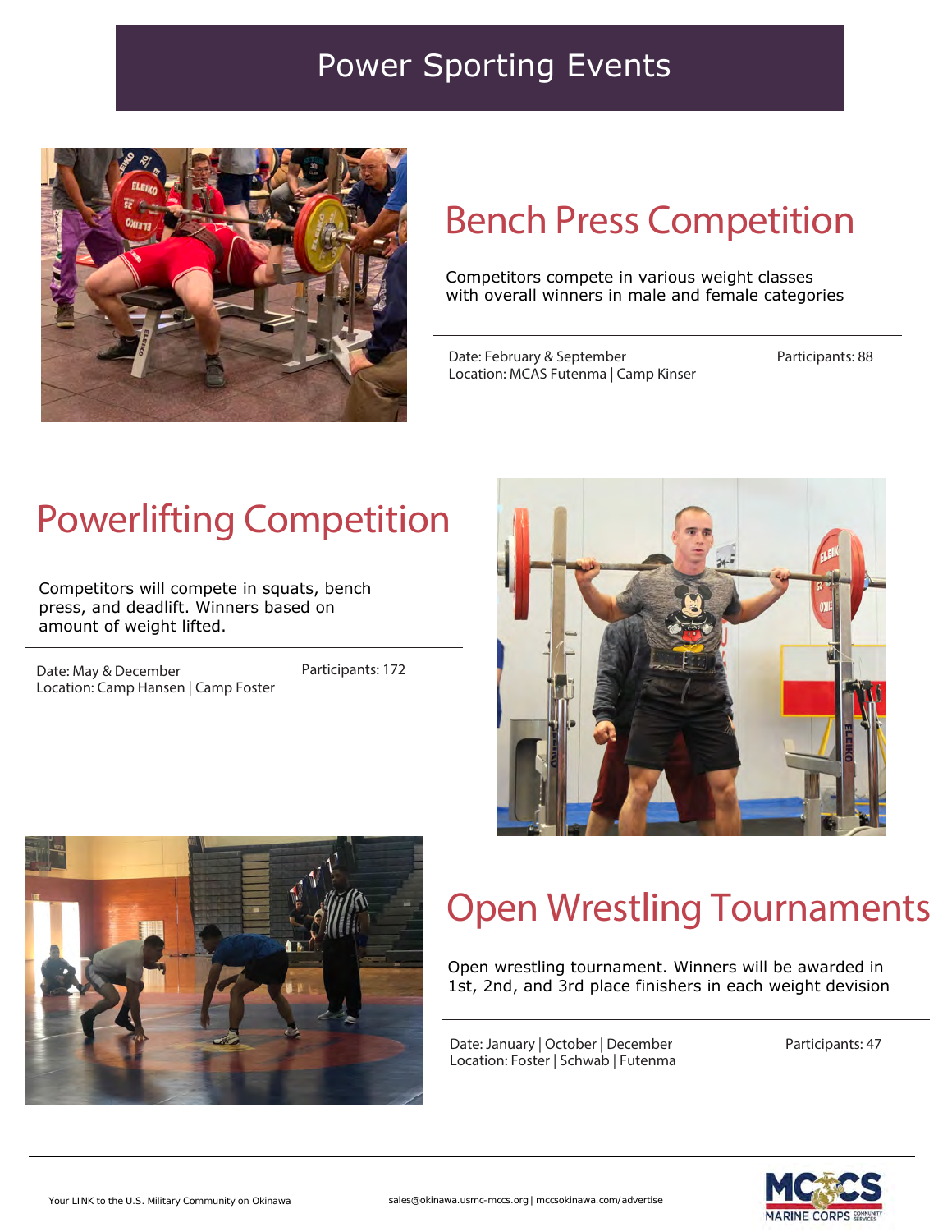# Power Sporting Events

## Bench Press Competition

Competitors compete in various weight classes with overall winners in male and female categories

Date: February & September
Location: MCAS Futenma | Camp Kinser

Participants: 88

## Powerlifting Competition

Competitors will compete in squats, bench press, and deadlift. Winners based on amount of weight lifted.

Date: May & December
Location: Camp Hansen | Camp Foster

Participants: 172

## Open Wrestling Tournaments

Open wrestling tournament. Winners will be awarded in 1st, 2nd, and 3rd place finishers in each weight devision

Date: January | October | December
Location: Foster | Schwab | Futenma

Participants: 47

Your LINK to the U.S. Military Community on Okinawa

sales@okinawa.usmc-mccs.org | mccsokinawa.com/advertise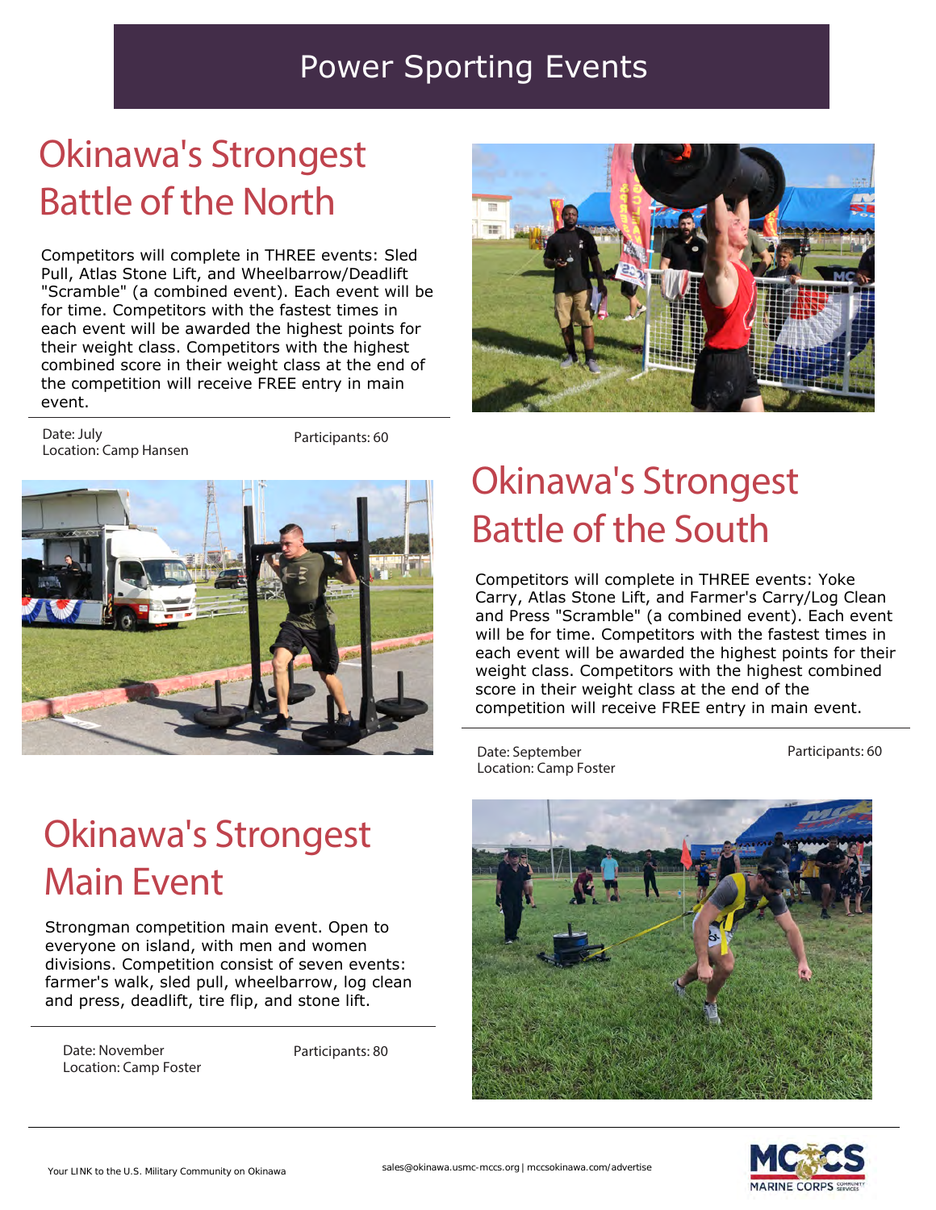# Power Sporting Events

## Okinawa's Strongest Battle of the North

Competitors will complete in THREE events: Sled Pull, Atlas Stone Lift, and Wheelbarrow/Deadlift "Scramble" (a combined event). Each event will be for time. Competitors with the fastest times in each event will be awarded the highest points for their weight class. Competitors with the highest combined score in their weight class at the end of the competition will receive FREE entry in main event.

Date: July
Location: Camp Hansen

Participants: 60

## Okinawa's Strongest Battle of the South

Competitors will complete in THREE events: Yoke Carry, Atlas Stone Lift, and Farmer's Carry/Log Clean and Press "Scramble" (a combined event). Each event will be for time. Competitors with the fastest times in each event will be awarded the highest points for their weight class. Competitors with the highest combined score in their weight class at the end of the competition will receive FREE entry in main event.

Date: September
Location: Camp Foster

Participants: 60

## Okinawa's Strongest Main Event

Strongman competition main event. Open to everyone on island, with men and women divisions. Competition consist of seven events: farmer's walk, sled pull, wheelbarrow, log clean and press, deadlift, tire flip, and stone lift.

Date: November
Location: Camp Foster

Participants: 80

Your LINK to the U.S. Military Community on Okinawa

sales@okinawa.usmc-mccs.org | mccsokinawa.com/advertise

MCCS MARINE CORPS COMMUNITY SERVICES